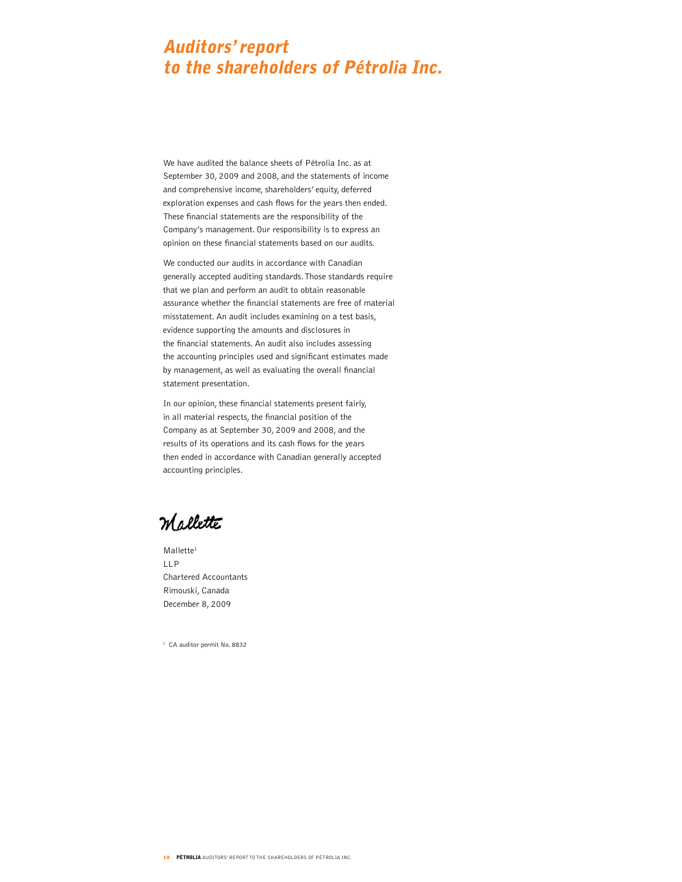# Auditors' report to the shareholders of Pétrolia Inc.

We have audited the balance sheets of Pétrolia Inc. as at September 30, 2009 and 2008, and the statements of income and comprehensive income, shareholders' equity, deferred exploration expenses and cash flows for the years then ended. These financial statements are the responsibility of the Company's management. Our responsibility is to express an opinion on these financial statements based on our audits.

We conducted our audits in accordance with Canadian generally accepted auditing standards. Those standards require that we plan and perform an audit to obtain reasonable assurance whether the financial statements are free of material misstatement. An audit includes examining on a test basis, evidence supporting the amounts and disclosures in the financial statements. An audit also includes assessing the accounting principles used and significant estimates made by management, as well as evaluating the overall financial statement presentation.

In our opinion, these financial statements present fairly, in all material respects, the financial position of the Company as at September 30, 2009 and 2008, and the results of its operations and its cash flows for the years then ended in accordance with Canadian generally accepted accounting principles.

Mallette

Mallette[1]
LLP
Chartered Accountants
Rimouski, Canada
December 8, 2009

[1] CA auditor permit No. 8832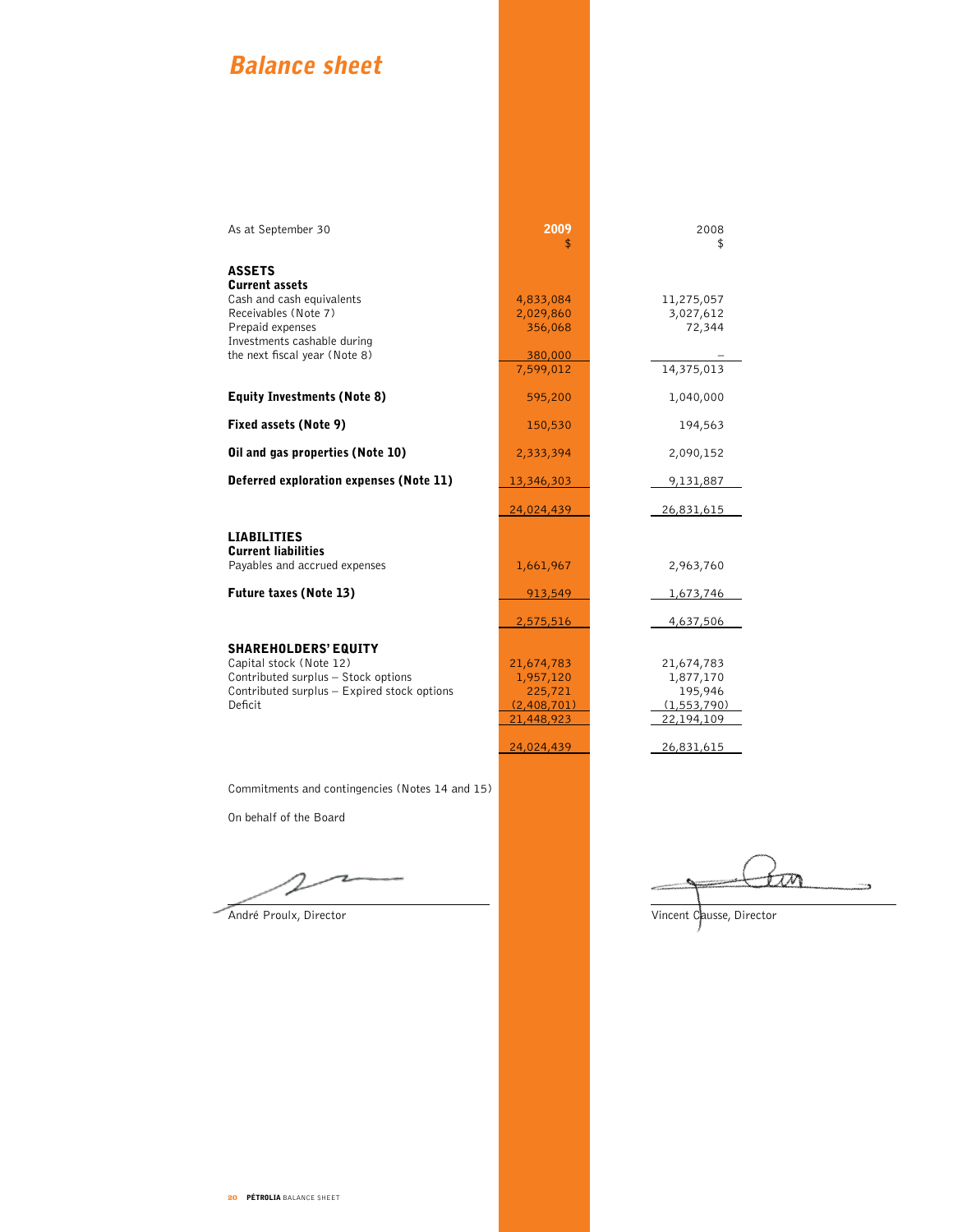# Balance sheet

| As at September 30 | 2009<br>$ | 2008<br>$ |
|---|---|---|
| **ASSETS** | | |
| **Current assets** | | |
| Cash and cash equivalents | 4,833,084 | 11,275,057 |
| Receivables (Note 7) | 2,029,860 | 3,027,612 |
| Prepaid expenses | 356,068 | 72,344 |
| Investments cashable during the next fiscal year (Note 8) | 380,000 | – |
| | 7,599,012 | 14,375,013 |
| **Equity Investments (Note 8)** | 595,200 | 1,040,000 |
| **Fixed assets (Note 9)** | 150,530 | 194,563 |
| **Oil and gas properties (Note 10)** | 2,333,394 | 2,090,152 |
| **Deferred exploration expenses (Note 11)** | 13,346,303 | 9,131,887 |
| | 24,024,439 | 26,831,615 |
| **LIABILITIES** | | |
| **Current liabilities** | | |
| Payables and accrued expenses | 1,661,967 | 2,963,760 |
| **Future taxes (Note 13)** | 913,549 | 1,673,746 |
| | 2,575,516 | 4,637,506 |
| **SHAREHOLDERS' EQUITY** | | |
| Capital stock (Note 12) | 21,674,783 | 21,674,783 |
| Contributed surplus – Stock options | 1,957,120 | 1,877,170 |
| Contributed surplus – Expired stock options | 225,721 | 195,946 |
| Deficit | (2,408,701) | (1,553,790) |
| | 21,448,923 | 22,194,109 |
| | 24,024,439 | 26,831,615 |

Commitments and contingencies (Notes 14 and 15)

On behalf of the Board

André Proulx, Director

Vincent Causse, Director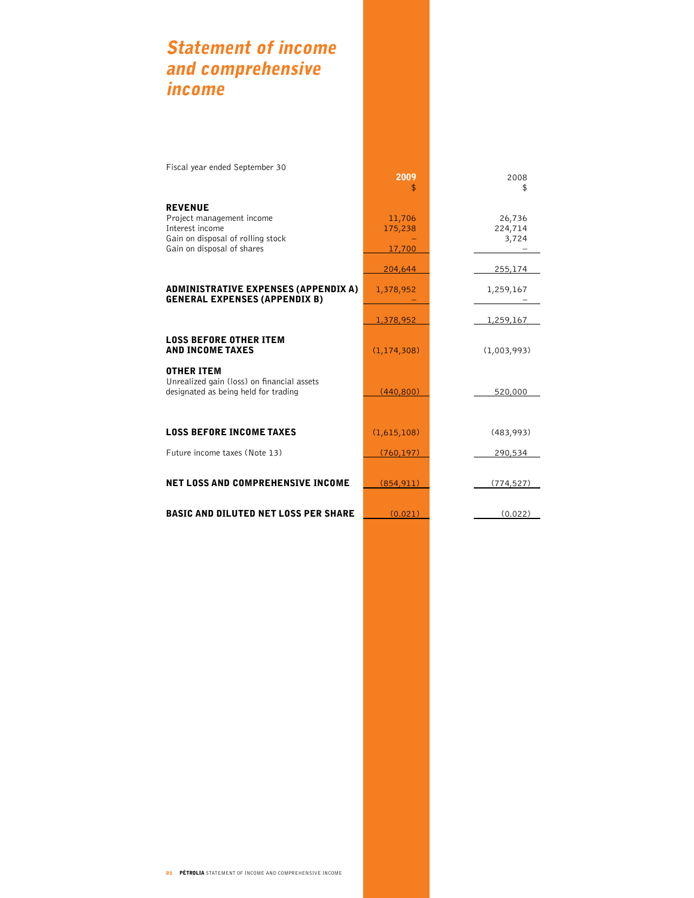# *Statement of income and comprehensive income*

| Fiscal year ended September 30 | 2009<br>$ | 2008<br>$ |
|---|---|---|
| **REVENUE** | | |
| Project management income | 11,706 | 26,736 |
| Interest income | 175,238 | 224,714 |
| Gain on disposal of rolling stock | – | 3,724 |
| Gain on disposal of shares | 17,700 | – |
| | 204,644 | 255,174 |
| **ADMINISTRATIVE EXPENSES (APPENDIX A)** | 1,378,952 | 1,259,167 |
| **GENERAL EXPENSES (APPENDIX B)** | – | – |
| | 1,378,952 | 1,259,167 |
| **LOSS BEFORE OTHER ITEM AND INCOME TAXES** | (1,174,308) | (1,003,993) |
| **OTHER ITEM** | | |
| Unrealized gain (loss) on financial assets designated as being held for trading | (440,800) | 520,000 |
| **LOSS BEFORE INCOME TAXES** | (1,615,108) | (483,993) |
| Future income taxes (Note 13) | (760,197) | 290,534 |
| **NET LOSS AND COMPREHENSIVE INCOME** | (854,911) | (774,527) |
| **BASIC AND DILUTED NET LOSS PER SHARE** | (0.021) | (0.022) |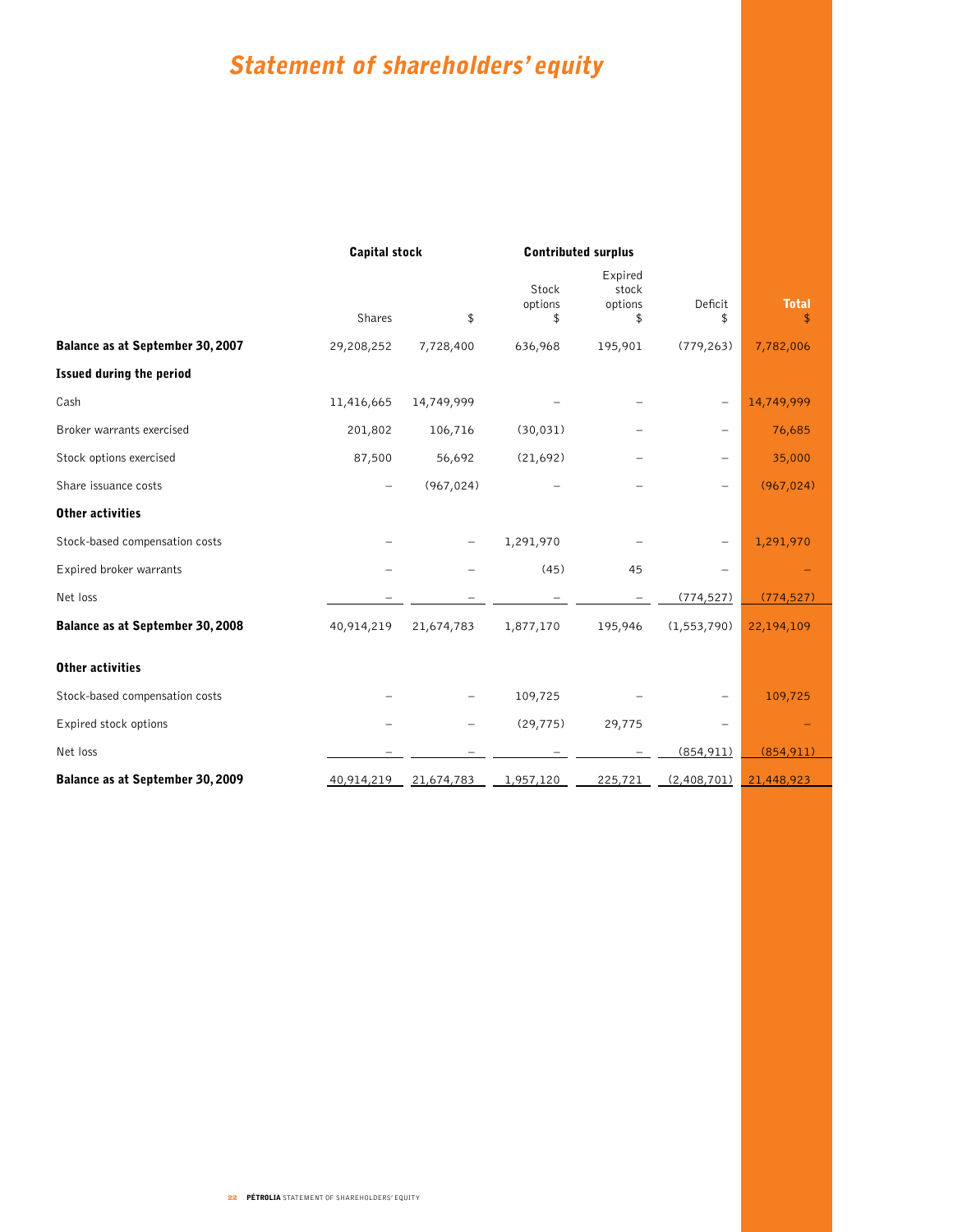# *Statement of shareholders' equity*

| | Capital stock | | Contributed surplus | | | |
|---|---|---|---|---|---|---|
| | Shares | $ | Stock options $ | Expired stock options $ | Deficit $ | **Total** $ |
| **Balance as at September 30, 2007** | 29,208,252 | 7,728,400 | 636,968 | 195,901 | (779,263) | 7,782,006 |
| **Issued during the period** | | | | | | |
| Cash | 11,416,665 | 14,749,999 | – | – | – | 14,749,999 |
| Broker warrants exercised | 201,802 | 106,716 | (30,031) | – | – | 76,685 |
| Stock options exercised | 87,500 | 56,692 | (21,692) | – | – | 35,000 |
| Share issuance costs | – | (967,024) | – | – | – | (967,024) |
| **Other activities** | | | | | | |
| Stock-based compensation costs | – | – | 1,291,970 | – | – | 1,291,970 |
| Expired broker warrants | – | – | (45) | 45 | – | – |
| Net loss | – | – | – | – | (774,527) | (774,527) |
| **Balance as at September 30, 2008** | 40,914,219 | 21,674,783 | 1,877,170 | 195,946 | (1,553,790) | 22,194,109 |
| **Other activities** | | | | | | |
| Stock-based compensation costs | – | – | 109,725 | – | – | 109,725 |
| Expired stock options | – | – | (29,775) | 29,775 | – | – |
| Net loss | – | – | – | – | (854,911) | (854,911) |
| **Balance as at September 30, 2009** | 40,914,219 | 21,674,783 | 1,957,120 | 225,721 | (2,408,701) | 21,448,923 |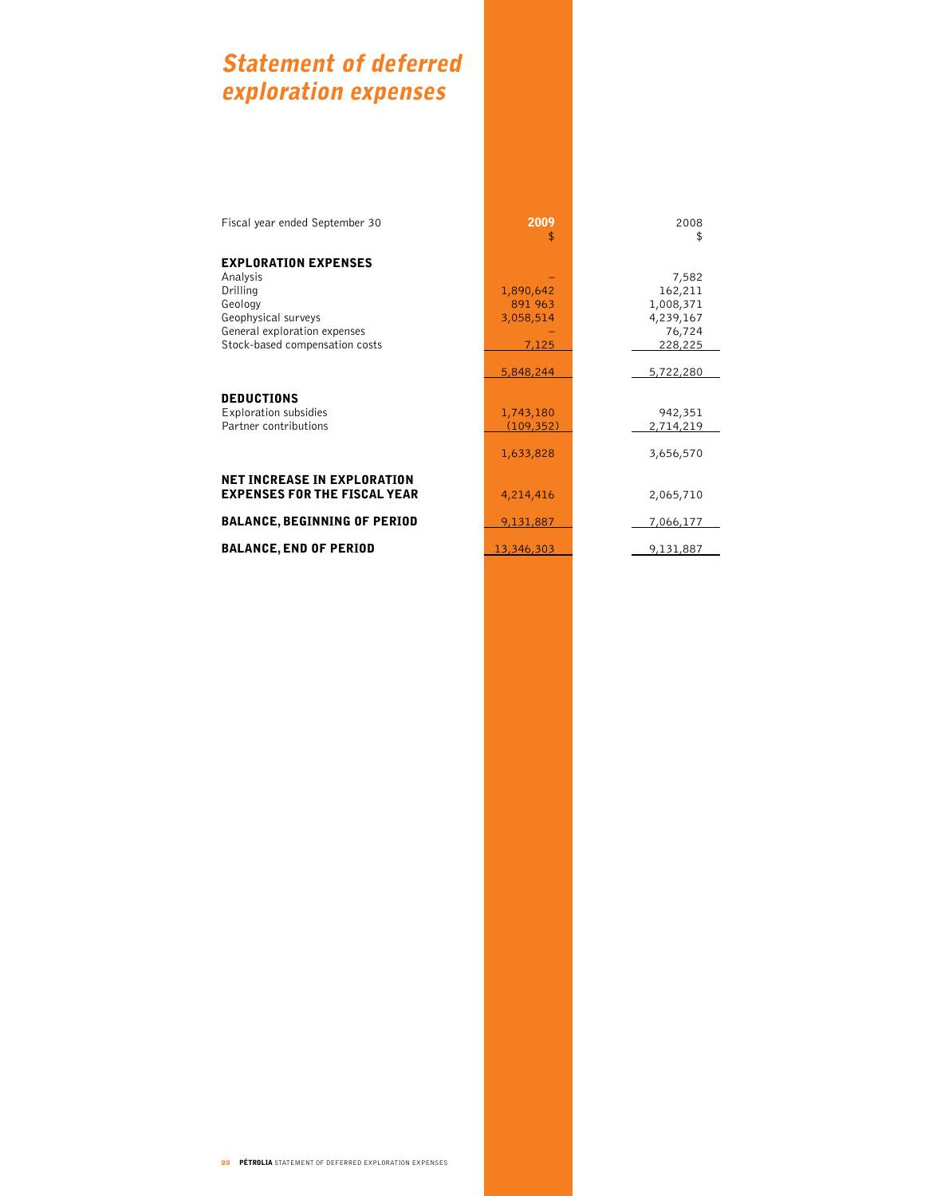# *Statement of deferred exploration expenses*

| Fiscal year ended September 30 | 2009<br>$ | 2008<br>$ |
|---|---|---|
| **EXPLORATION EXPENSES** | | |
| Analysis | – | 7,582 |
| Drilling | 1,890,642 | 162,211 |
| Geology | 891 963 | 1,008,371 |
| Geophysical surveys | 3,058,514 | 4,239,167 |
| General exploration expenses | – | 76,724 |
| Stock-based compensation costs | 7,125 | 228,225 |
| | 5,848,244 | 5,722,280 |
| **DEDUCTIONS** | | |
| Exploration subsidies | 1,743,180 | 942,351 |
| Partner contributions | (109,352) | 2,714,219 |
| | 1,633,828 | 3,656,570 |
| **NET INCREASE IN EXPLORATION EXPENSES FOR THE FISCAL YEAR** | 4,214,416 | 2,065,710 |
| **BALANCE, BEGINNING OF PERIOD** | 9,131,887 | 7,066,177 |
| **BALANCE, END OF PERIOD** | 13,346,303 | 9,131,887 |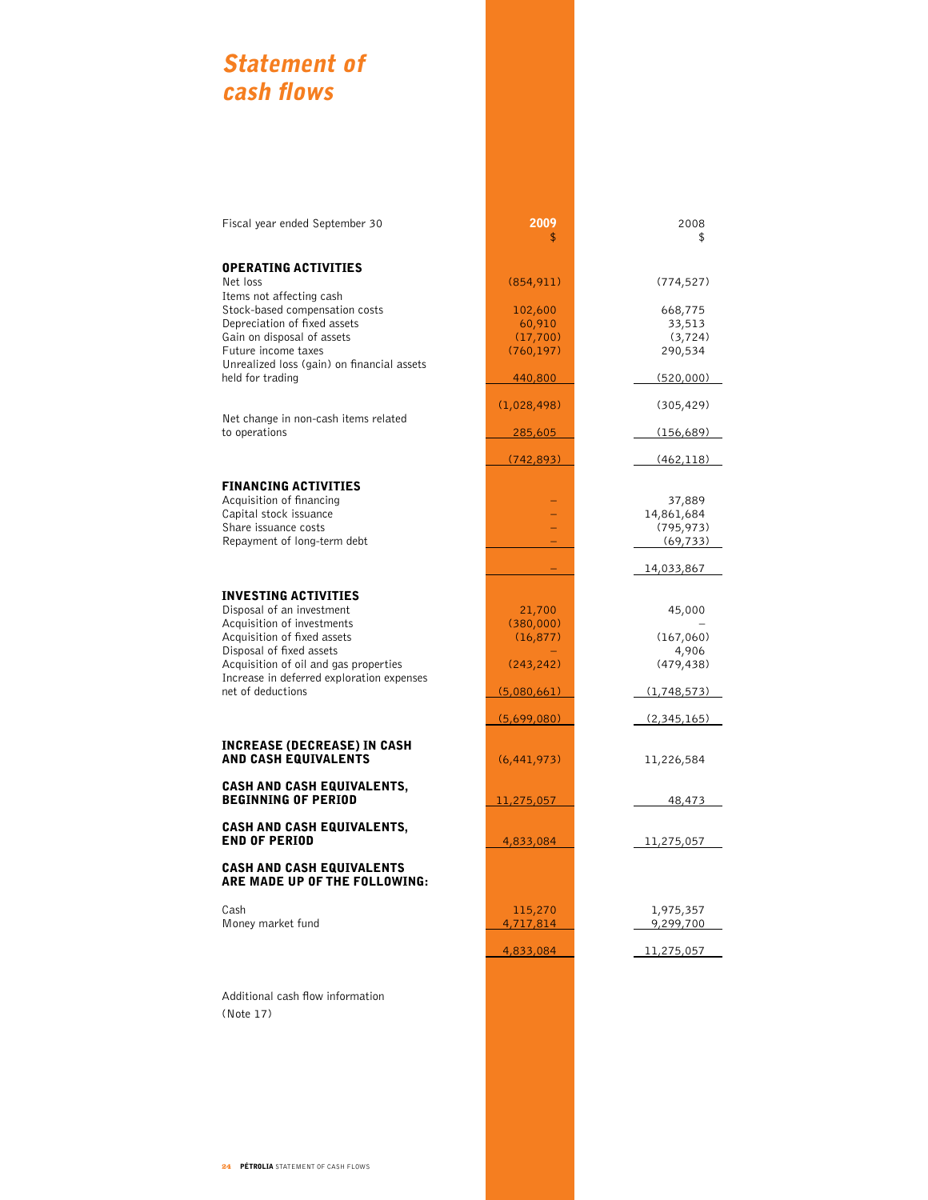# *Statement of cash flows*

| Fiscal year ended September 30 | 2009<br>$ | 2008<br>$ |
|---|---|---|
| **OPERATING ACTIVITIES** | | |
| Net loss | (854,911) | (774,527) |
| Items not affecting cash | | |
| Stock-based compensation costs | 102,600 | 668,775 |
| Depreciation of fixed assets | 60,910 | 33,513 |
| Gain on disposal of assets | (17,700) | (3,724) |
| Future income taxes | (760,197) | 290,534 |
| Unrealized loss (gain) on financial assets held for trading | 440,800 | (520,000) |
| | (1,028,498) | (305,429) |
| Net change in non-cash items related to operations | 285,605 | (156,689) |
| | (742,893) | (462,118) |
| **FINANCING ACTIVITIES** | | |
| Acquisition of financing | – | 37,889 |
| Capital stock issuance | – | 14,861,684 |
| Share issuance costs | – | (795,973) |
| Repayment of long-term debt | – | (69,733) |
| | – | 14,033,867 |
| **INVESTING ACTIVITIES** | | |
| Disposal of an investment | 21,700 | 45,000 |
| Acquisition of investments | (380,000) | – |
| Acquisition of fixed assets | (16,877) | (167,060) |
| Disposal of fixed assets | – | 4,906 |
| Acquisition of oil and gas properties | (243,242) | (479,438) |
| Increase in deferred exploration expenses net of deductions | (5,080,661) | (1,748,573) |
| | (5,699,080) | (2,345,165) |
| **INCREASE (DECREASE) IN CASH AND CASH EQUIVALENTS** | (6,441,973) | 11,226,584 |
| **CASH AND CASH EQUIVALENTS, BEGINNING OF PERIOD** | 11,275,057 | 48,473 |
| **CASH AND CASH EQUIVALENTS, END OF PERIOD** | 4,833,084 | 11,275,057 |
| **CASH AND CASH EQUIVALENTS ARE MADE UP OF THE FOLLOWING:** | | |
| Cash | 115,270 | 1,975,357 |
| Money market fund | 4,717,814 | 9,299,700 |
| | 4,833,084 | 11,275,057 |

Additional cash flow information (Note 17)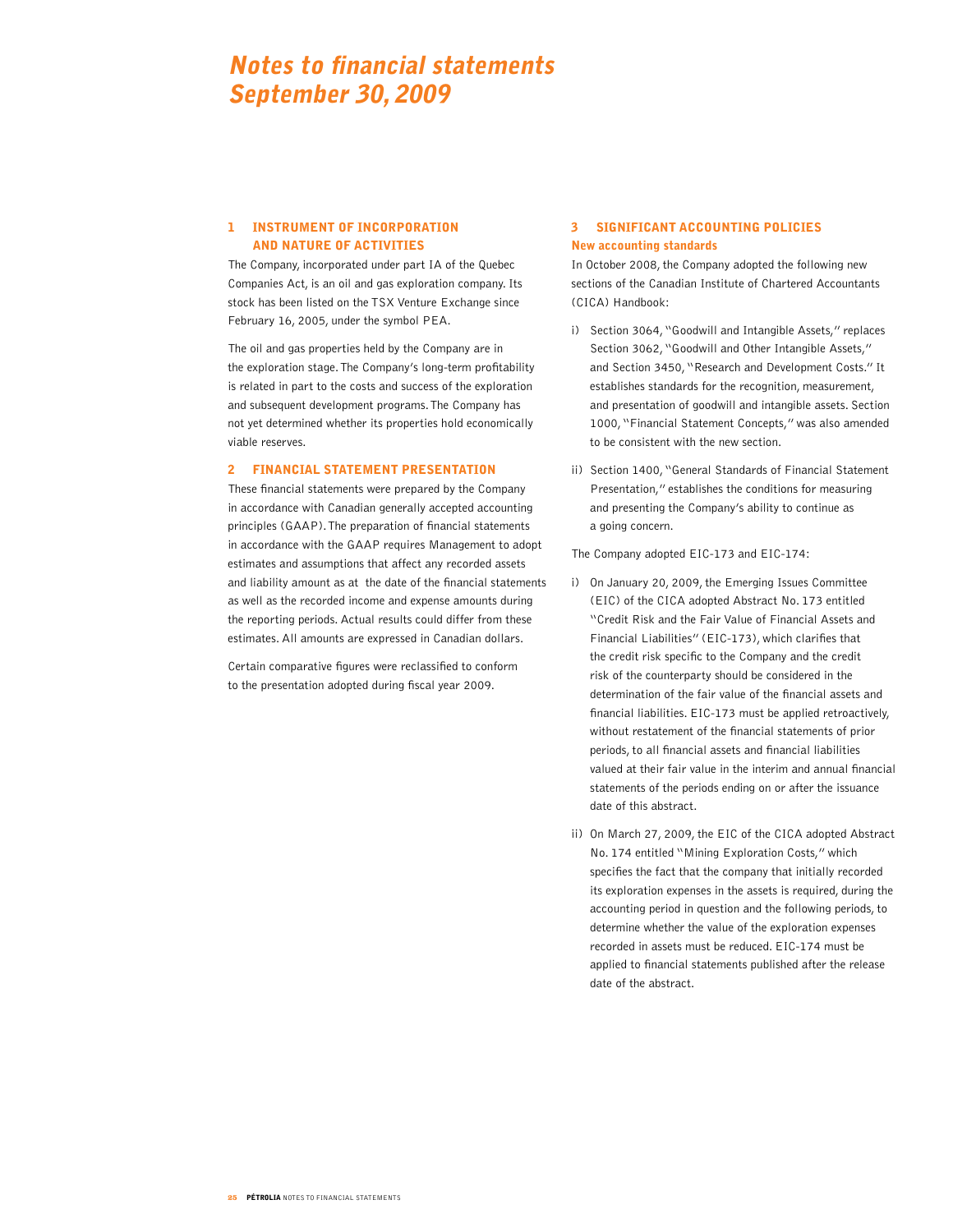# Notes to financial statements September 30, 2009

## 1 INSTRUMENT OF INCORPORATION AND NATURE OF ACTIVITIES

The Company, incorporated under part IA of the Quebec Companies Act, is an oil and gas exploration company. Its stock has been listed on the TSX Venture Exchange since February 16, 2005, under the symbol PEA.

The oil and gas properties held by the Company are in the exploration stage. The Company's long-term profitability is related in part to the costs and success of the exploration and subsequent development programs. The Company has not yet determined whether its properties hold economically viable reserves.

## 2 FINANCIAL STATEMENT PRESENTATION

These financial statements were prepared by the Company in accordance with Canadian generally accepted accounting principles (GAAP). The preparation of financial statements in accordance with the GAAP requires Management to adopt estimates and assumptions that affect any recorded assets and liability amount as at the date of the financial statements as well as the recorded income and expense amounts during the reporting periods. Actual results could differ from these estimates. All amounts are expressed in Canadian dollars.

Certain comparative figures were reclassified to conform to the presentation adopted during fiscal year 2009.

## 3 SIGNIFICANT ACCOUNTING POLICIES

### New accounting standards

In October 2008, the Company adopted the following new sections of the Canadian Institute of Chartered Accountants (CICA) Handbook:

i) Section 3064, "Goodwill and Intangible Assets," replaces Section 3062, "Goodwill and Other Intangible Assets," and Section 3450, "Research and Development Costs." It establishes standards for the recognition, measurement, and presentation of goodwill and intangible assets. Section 1000, "Financial Statement Concepts," was also amended to be consistent with the new section.

ii) Section 1400, "General Standards of Financial Statement Presentation," establishes the conditions for measuring and presenting the Company's ability to continue as a going concern.

The Company adopted EIC-173 and EIC-174:

i) On January 20, 2009, the Emerging Issues Committee (EIC) of the CICA adopted Abstract No. 173 entitled "Credit Risk and the Fair Value of Financial Assets and Financial Liabilities" (EIC-173), which clarifies that the credit risk specific to the Company and the credit risk of the counterparty should be considered in the determination of the fair value of the financial assets and financial liabilities. EIC-173 must be applied retroactively, without restatement of the financial statements of prior periods, to all financial assets and financial liabilities valued at their fair value in the interim and annual financial statements of the periods ending on or after the issuance date of this abstract.

ii) On March 27, 2009, the EIC of the CICA adopted Abstract No. 174 entitled "Mining Exploration Costs," which specifies the fact that the company that initially recorded its exploration expenses in the assets is required, during the accounting period in question and the following periods, to determine whether the value of the exploration expenses recorded in assets must be reduced. EIC-174 must be applied to financial statements published after the release date of the abstract.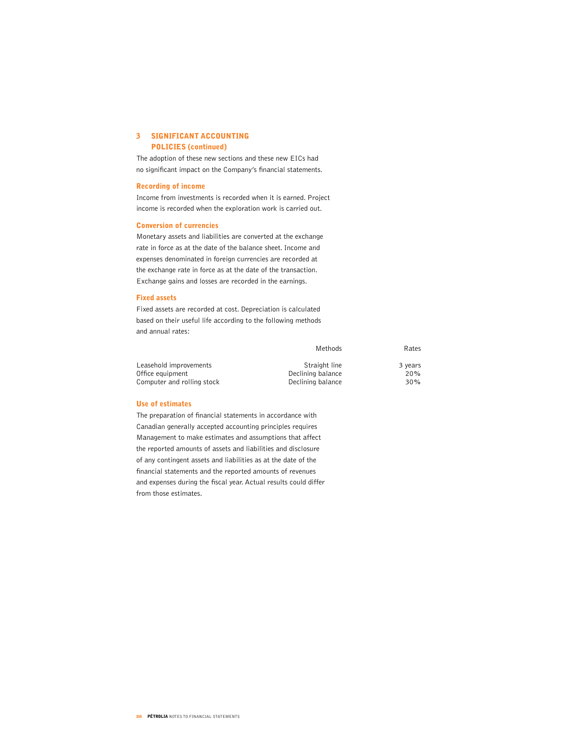## 3 SIGNIFICANT ACCOUNTING POLICIES (continued)

The adoption of these new sections and these new EICs had no significant impact on the Company's financial statements.

### Recording of income

Income from investments is recorded when it is earned. Project income is recorded when the exploration work is carried out.

### Conversion of currencies

Monetary assets and liabilities are converted at the exchange rate in force as at the date of the balance sheet. Income and expenses denominated in foreign currencies are recorded at the exchange rate in force as at the date of the transaction. Exchange gains and losses are recorded in the earnings.

### Fixed assets

Fixed assets are recorded at cost. Depreciation is calculated based on their useful life according to the following methods and annual rates:

| | Methods | Rates |
|---|---|---|
| Leasehold improvements | Straight line | 3 years |
| Office equipment | Declining balance | 20% |
| Computer and rolling stock | Declining balance | 30% |

### Use of estimates

The preparation of financial statements in accordance with Canadian generally accepted accounting principles requires Management to make estimates and assumptions that affect the reported amounts of assets and liabilities and disclosure of any contingent assets and liabilities as at the date of the financial statements and the reported amounts of revenues and expenses during the fiscal year. Actual results could differ from those estimates.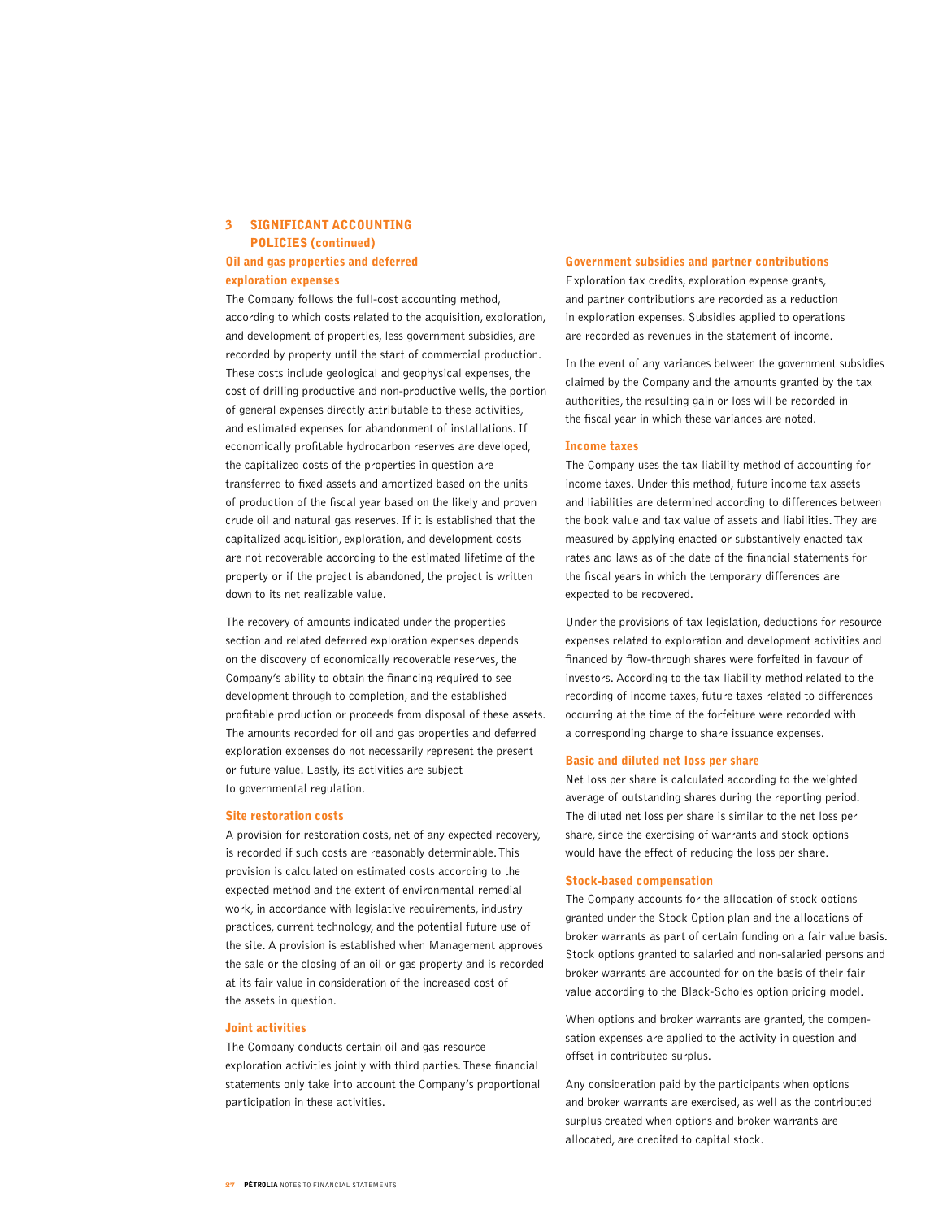## 3 SIGNIFICANT ACCOUNTING POLICIES (continued)

### Oil and gas properties and deferred exploration expenses

The Company follows the full-cost accounting method, according to which costs related to the acquisition, exploration, and development of properties, less government subsidies, are recorded by property until the start of commercial production. These costs include geological and geophysical expenses, the cost of drilling productive and non-productive wells, the portion of general expenses directly attributable to these activities, and estimated expenses for abandonment of installations. If economically profitable hydrocarbon reserves are developed, the capitalized costs of the properties in question are transferred to fixed assets and amortized based on the units of production of the fiscal year based on the likely and proven crude oil and natural gas reserves. If it is established that the capitalized acquisition, exploration, and development costs are not recoverable according to the estimated lifetime of the property or if the project is abandoned, the project is written down to its net realizable value.

The recovery of amounts indicated under the properties section and related deferred exploration expenses depends on the discovery of economically recoverable reserves, the Company's ability to obtain the financing required to see development through to completion, and the established profitable production or proceeds from disposal of these assets. The amounts recorded for oil and gas properties and deferred exploration expenses do not necessarily represent the present or future value. Lastly, its activities are subject to governmental regulation.

### Site restoration costs

A provision for restoration costs, net of any expected recovery, is recorded if such costs are reasonably determinable. This provision is calculated on estimated costs according to the expected method and the extent of environmental remedial work, in accordance with legislative requirements, industry practices, current technology, and the potential future use of the site. A provision is established when Management approves the sale or the closing of an oil or gas property and is recorded at its fair value in consideration of the increased cost of the assets in question.

### Joint activities

The Company conducts certain oil and gas resource exploration activities jointly with third parties. These financial statements only take into account the Company's proportional participation in these activities.

### Government subsidies and partner contributions

Exploration tax credits, exploration expense grants, and partner contributions are recorded as a reduction in exploration expenses. Subsidies applied to operations are recorded as revenues in the statement of income.

In the event of any variances between the government subsidies claimed by the Company and the amounts granted by the tax authorities, the resulting gain or loss will be recorded in the fiscal year in which these variances are noted.

### Income taxes

The Company uses the tax liability method of accounting for income taxes. Under this method, future income tax assets and liabilities are determined according to differences between the book value and tax value of assets and liabilities. They are measured by applying enacted or substantively enacted tax rates and laws as of the date of the financial statements for the fiscal years in which the temporary differences are expected to be recovered.

Under the provisions of tax legislation, deductions for resource expenses related to exploration and development activities and financed by flow-through shares were forfeited in favour of investors. According to the tax liability method related to the recording of income taxes, future taxes related to differences occurring at the time of the forfeiture were recorded with a corresponding charge to share issuance expenses.

### Basic and diluted net loss per share

Net loss per share is calculated according to the weighted average of outstanding shares during the reporting period. The diluted net loss per share is similar to the net loss per share, since the exercising of warrants and stock options would have the effect of reducing the loss per share.

### Stock-based compensation

The Company accounts for the allocation of stock options granted under the Stock Option plan and the allocations of broker warrants as part of certain funding on a fair value basis. Stock options granted to salaried and non-salaried persons and broker warrants are accounted for on the basis of their fair value according to the Black-Scholes option pricing model.

When options and broker warrants are granted, the compensation expenses are applied to the activity in question and offset in contributed surplus.

Any consideration paid by the participants when options and broker warrants are exercised, as well as the contributed surplus created when options and broker warrants are allocated, are credited to capital stock.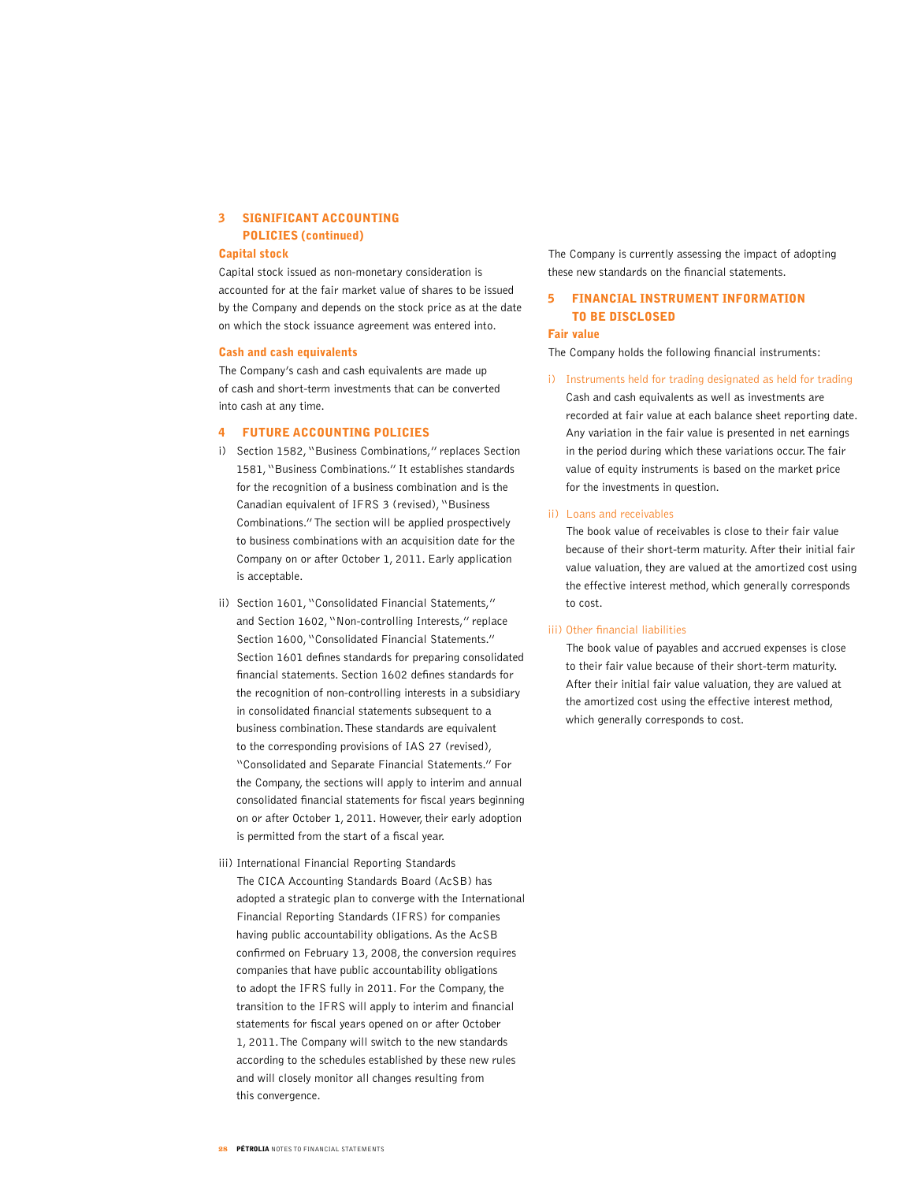## 3 SIGNIFICANT ACCOUNTING POLICIES (continued)

### Capital stock

Capital stock issued as non-monetary consideration is accounted for at the fair market value of shares to be issued by the Company and depends on the stock price as at the date on which the stock issuance agreement was entered into.

### Cash and cash equivalents

The Company's cash and cash equivalents are made up of cash and short-term investments that can be converted into cash at any time.

## 4 FUTURE ACCOUNTING POLICIES

i) Section 1582, "Business Combinations," replaces Section 1581, "Business Combinations." It establishes standards for the recognition of a business combination and is the Canadian equivalent of IFRS 3 (revised), "Business Combinations." The section will be applied prospectively to business combinations with an acquisition date for the Company on or after October 1, 2011. Early application is acceptable.

ii) Section 1601, "Consolidated Financial Statements," and Section 1602, "Non-controlling Interests," replace Section 1600, "Consolidated Financial Statements." Section 1601 defines standards for preparing consolidated financial statements. Section 1602 defines standards for the recognition of non-controlling interests in a subsidiary in consolidated financial statements subsequent to a business combination. These standards are equivalent to the corresponding provisions of IAS 27 (revised), "Consolidated and Separate Financial Statements." For the Company, the sections will apply to interim and annual consolidated financial statements for fiscal years beginning on or after October 1, 2011. However, their early adoption is permitted from the start of a fiscal year.

iii) International Financial Reporting Standards
The CICA Accounting Standards Board (AcSB) has adopted a strategic plan to converge with the International Financial Reporting Standards (IFRS) for companies having public accountability obligations. As the AcSB confirmed on February 13, 2008, the conversion requires companies that have public accountability obligations to adopt the IFRS fully in 2011. For the Company, the transition to the IFRS will apply to interim and financial statements for fiscal years opened on or after October 1, 2011. The Company will switch to the new standards according to the schedules established by these new rules and will closely monitor all changes resulting from this convergence.

The Company is currently assessing the impact of adopting these new standards on the financial statements.

## 5 FINANCIAL INSTRUMENT INFORMATION TO BE DISCLOSED

### Fair value

The Company holds the following financial instruments:

i) Instruments held for trading designated as held for trading
Cash and cash equivalents as well as investments are recorded at fair value at each balance sheet reporting date. Any variation in the fair value is presented in net earnings in the period during which these variations occur. The fair value of equity instruments is based on the market price for the investments in question.

ii) Loans and receivables
The book value of receivables is close to their fair value because of their short-term maturity. After their initial fair value valuation, they are valued at the amortized cost using the effective interest method, which generally corresponds to cost.

iii) Other financial liabilities
The book value of payables and accrued expenses is close to their fair value because of their short-term maturity. After their initial fair value valuation, they are valued at the amortized cost using the effective interest method, which generally corresponds to cost.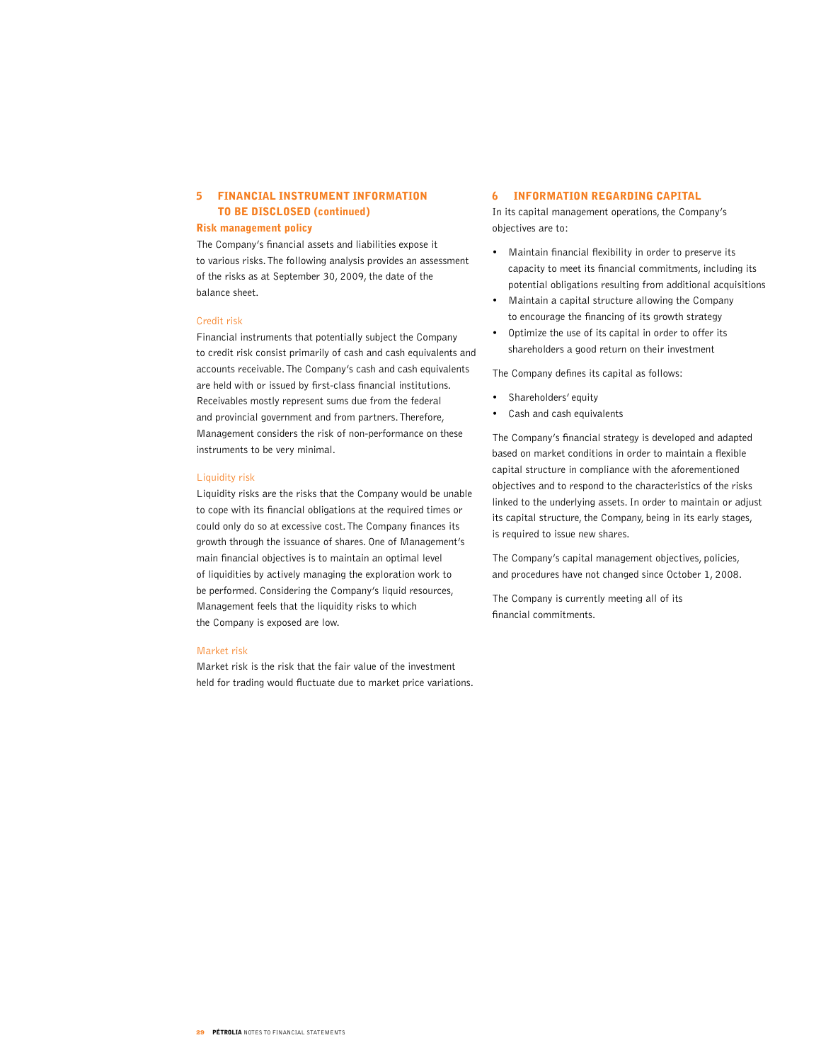## 5 FINANCIAL INSTRUMENT INFORMATION TO BE DISCLOSED (continued)

### Risk management policy

The Company's financial assets and liabilities expose it to various risks. The following analysis provides an assessment of the risks as at September 30, 2009, the date of the balance sheet.

#### Credit risk

Financial instruments that potentially subject the Company to credit risk consist primarily of cash and cash equivalents and accounts receivable. The Company's cash and cash equivalents are held with or issued by first-class financial institutions. Receivables mostly represent sums due from the federal and provincial government and from partners. Therefore, Management considers the risk of non-performance on these instruments to be very minimal.

#### Liquidity risk

Liquidity risks are the risks that the Company would be unable to cope with its financial obligations at the required times or could only do so at excessive cost. The Company finances its growth through the issuance of shares. One of Management's main financial objectives is to maintain an optimal level of liquidities by actively managing the exploration work to be performed. Considering the Company's liquid resources, Management feels that the liquidity risks to which the Company is exposed are low.

#### Market risk

Market risk is the risk that the fair value of the investment held for trading would fluctuate due to market price variations.

## 6 INFORMATION REGARDING CAPITAL

In its capital management operations, the Company's objectives are to:

- Maintain financial flexibility in order to preserve its capacity to meet its financial commitments, including its potential obligations resulting from additional acquisitions
- Maintain a capital structure allowing the Company to encourage the financing of its growth strategy
- Optimize the use of its capital in order to offer its shareholders a good return on their investment

The Company defines its capital as follows:

- Shareholders' equity
- Cash and cash equivalents

The Company's financial strategy is developed and adapted based on market conditions in order to maintain a flexible capital structure in compliance with the aforementioned objectives and to respond to the characteristics of the risks linked to the underlying assets. In order to maintain or adjust its capital structure, the Company, being in its early stages, is required to issue new shares.

The Company's capital management objectives, policies, and procedures have not changed since October 1, 2008.

The Company is currently meeting all of its financial commitments.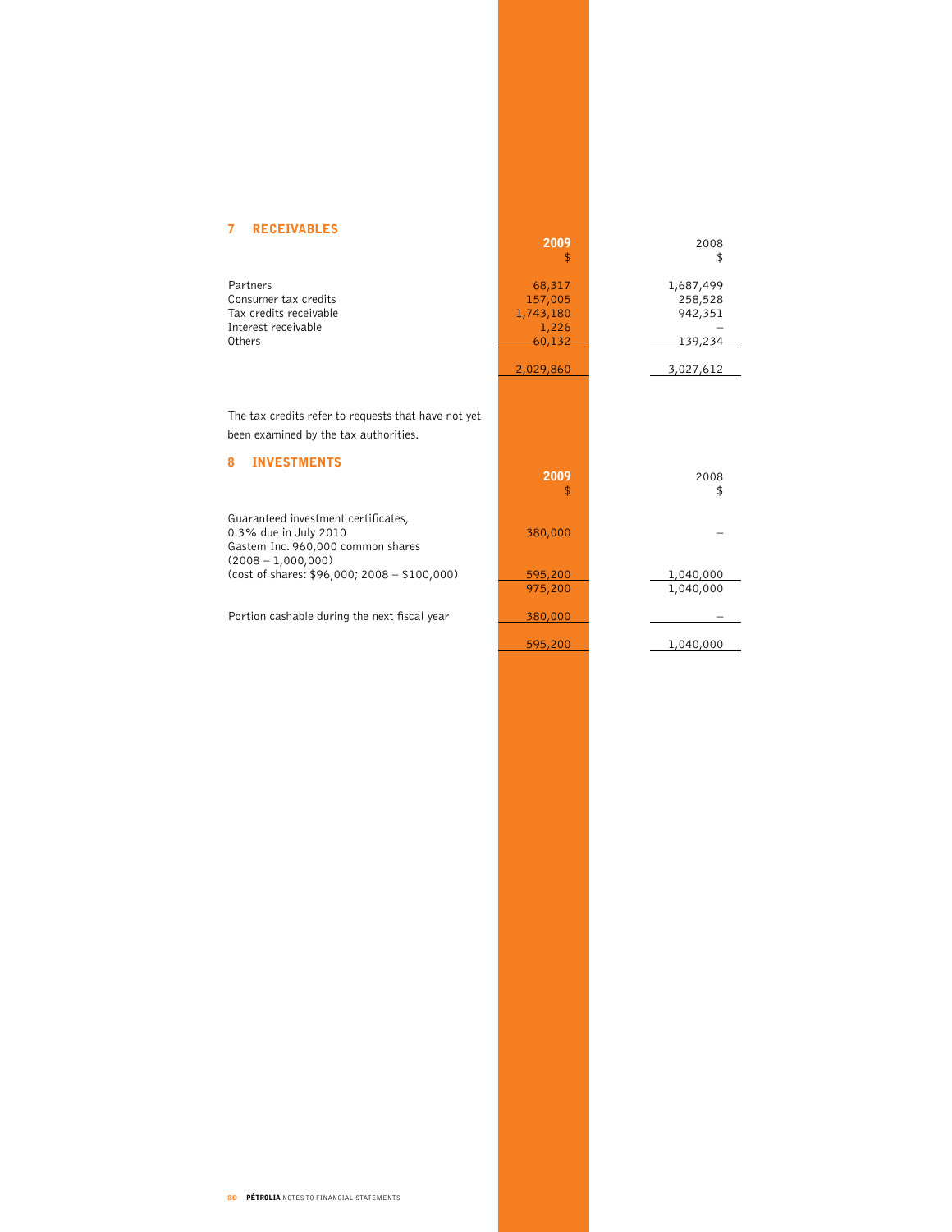## 7 RECEIVABLES

| | 2009<br>$ | 2008<br>$ |
|---|---|---|
| Partners | 68,317 | 1,687,499 |
| Consumer tax credits | 157,005 | 258,528 |
| Tax credits receivable | 1,743,180 | 942,351 |
| Interest receivable | 1,226 | – |
| Others | 60,132 | 139,234 |
| | 2,029,860 | 3,027,612 |

The tax credits refer to requests that have not yet been examined by the tax authorities.

## 8 INVESTMENTS

| | 2009<br>$ | 2008<br>$ |
|---|---|---|
| Guaranteed investment certificates, 0.3% due in July 2010 | 380,000 | – |
| Gastem Inc. 960,000 common shares (2008 – 1,000,000) (cost of shares: $96,000; 2008 – $100,000) | 595,200 | 1,040,000 |
| | 975,200 | 1,040,000 |
| Portion cashable during the next fiscal year | 380,000 | – |
| | 595,200 | 1,040,000 |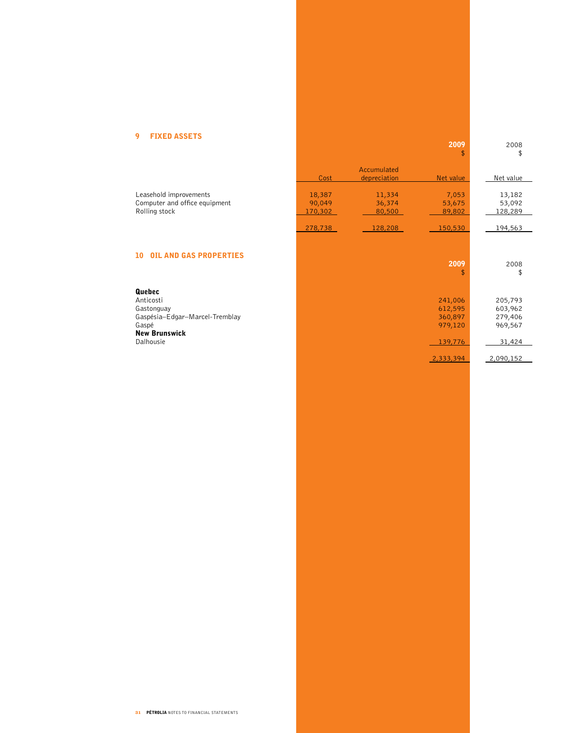## 9 FIXED ASSETS

| | | | 2009 | 2008 |
|---|---|---|---|---|
| | | | $ | $ |
| | Cost | Accumulated depreciation | Net value | Net value |
| Leasehold improvements | 18,387 | 11,334 | 7,053 | 13,182 |
| Computer and office equipment | 90,049 | 36,374 | 53,675 | 53,092 |
| Rolling stock | 170,302 | 80,500 | 89,802 | 128,289 |
| | 278,738 | 128,208 | 150,530 | 194,563 |

## 10 OIL AND GAS PROPERTIES

| | 2009 | 2008 |
|---|---|---|
| | $ | $ |
| **Quebec** | | |
| Anticosti | 241,006 | 205,793 |
| Gastonguay | 612,595 | 603,962 |
| Gaspésia–Edgar–Marcel-Tremblay | 360,897 | 279,406 |
| Gaspé | 979,120 | 969,567 |
| **New Brunswick** | | |
| Dalhousie | 139,776 | 31,424 |
| | 2,333,394 | 2,090,152 |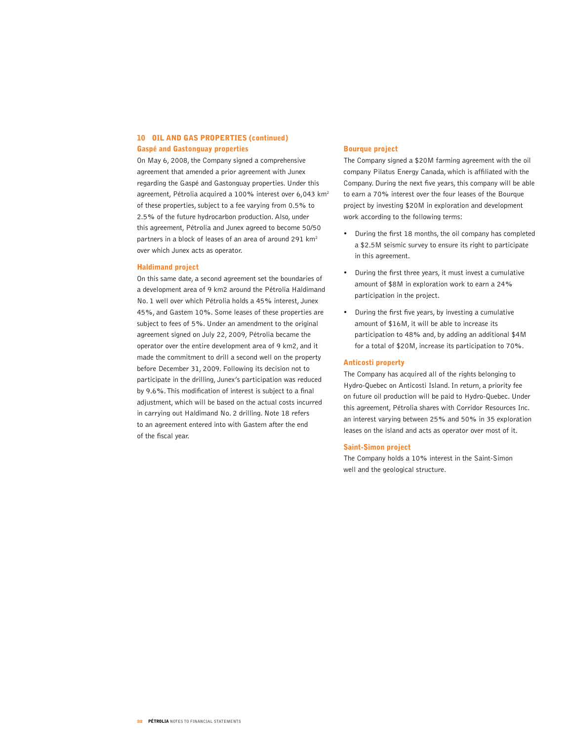## 10 OIL AND GAS PROPERTIES (continued)

### Gaspé and Gastonguay properties

On May 6, 2008, the Company signed a comprehensive agreement that amended a prior agreement with Junex regarding the Gaspé and Gastonguay properties. Under this agreement, Pétrolia acquired a 100% interest over 6,043 km$^2$ of these properties, subject to a fee varying from 0.5% to 2.5% of the future hydrocarbon production. Also, under this agreement, Pétrolia and Junex agreed to become 50/50 partners in a block of leases of an area of around 291 km$^2$ over which Junex acts as operator.

### Haldimand project

On this same date, a second agreement set the boundaries of a development area of 9 km2 around the Pétrolia Haldimand No. 1 well over which Pétrolia holds a 45% interest, Junex 45%, and Gastem 10%. Some leases of these properties are subject to fees of 5%. Under an amendment to the original agreement signed on July 22, 2009, Pétrolia became the operator over the entire development area of 9 km2, and it made the commitment to drill a second well on the property before December 31, 2009. Following its decision not to participate in the drilling, Junex's participation was reduced by 9.6%. This modification of interest is subject to a final adjustment, which will be based on the actual costs incurred in carrying out Haldimand No. 2 drilling. Note 18 refers to an agreement entered into with Gastem after the end of the fiscal year.

### Bourque project

The Company signed a $20M farming agreement with the oil company Pilatus Energy Canada, which is affiliated with the Company. During the next five years, this company will be able to earn a 70% interest over the four leases of the Bourque project by investing $20M in exploration and development work according to the following terms:

- During the first 18 months, the oil company has completed a $2.5M seismic survey to ensure its right to participate in this agreement.
- During the first three years, it must invest a cumulative amount of $8M in exploration work to earn a 24% participation in the project.
- During the first five years, by investing a cumulative amount of $16M, it will be able to increase its participation to 48% and, by adding an additional $4M for a total of $20M, increase its participation to 70%.

### Anticosti property

The Company has acquired all of the rights belonging to Hydro-Quebec on Anticosti Island. In return, a priority fee on future oil production will be paid to Hydro-Quebec. Under this agreement, Pétrolia shares with Corridor Resources Inc. an interest varying between 25% and 50% in 35 exploration leases on the island and acts as operator over most of it.

### Saint-Simon project

The Company holds a 10% interest in the Saint-Simon well and the geological structure.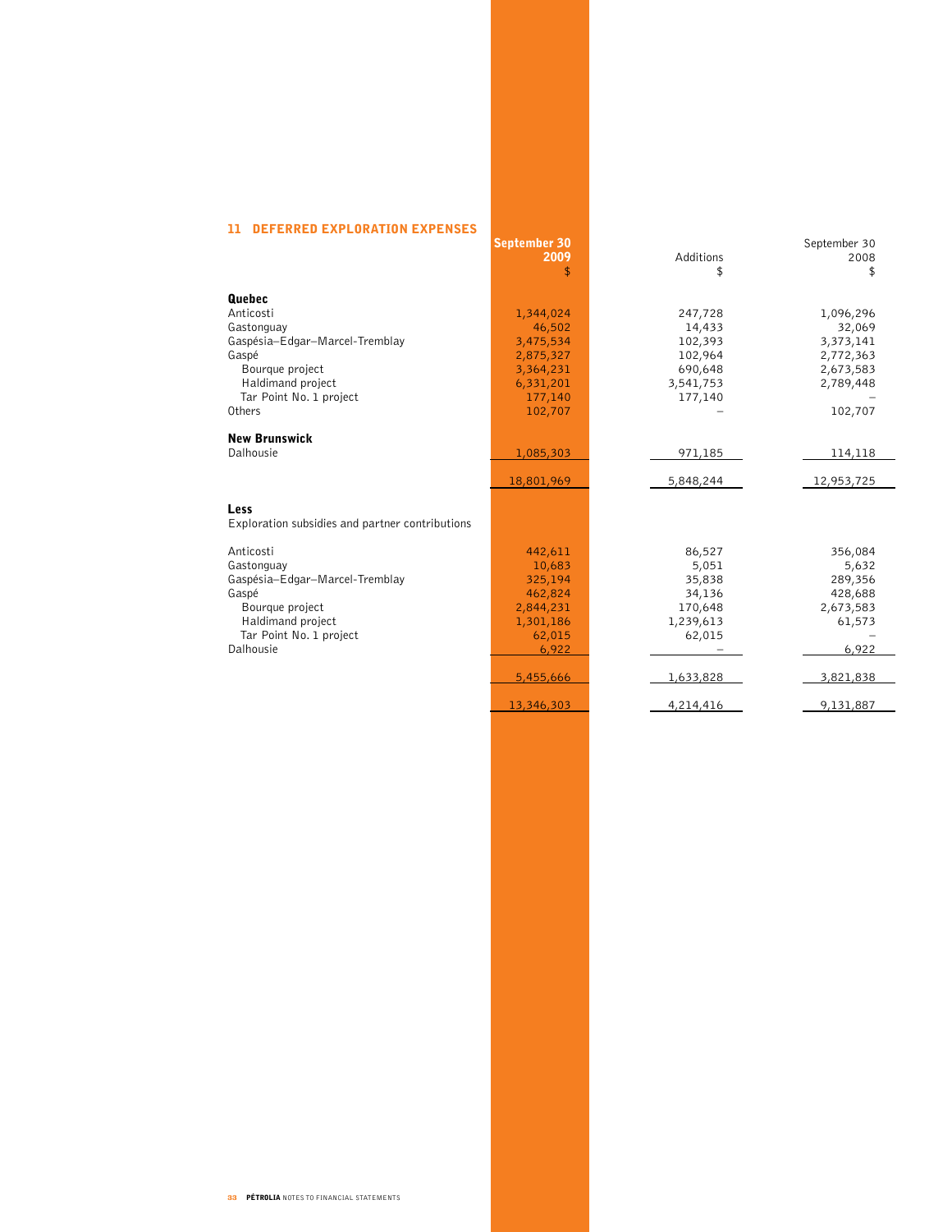## 11 DEFERRED EXPLORATION EXPENSES

| | September 30 2009 $ | Additions $ | September 30 2008 $ |
|---|---|---|---|
| **Quebec** | | | |
| Anticosti | 1,344,024 | 247,728 | 1,096,296 |
| Gastonguay | 46,502 | 14,433 | 32,069 |
| Gaspésia–Edgar–Marcel-Tremblay | 3,475,534 | 102,393 | 3,373,141 |
| Gaspé | 2,875,327 | 102,964 | 2,772,363 |
| Bourque project | 3,364,231 | 690,648 | 2,673,583 |
| Haldimand project | 6,331,201 | 3,541,753 | 2,789,448 |
| Tar Point No. 1 project | 177,140 | 177,140 | – |
| Others | 102,707 | – | 102,707 |
| **New Brunswick** | | | |
| Dalhousie | 1,085,303 | 971,185 | 114,118 |
| | 18,801,969 | 5,848,244 | 12,953,725 |
| **Less** | | | |
| Exploration subsidies and partner contributions | | | |
| Anticosti | 442,611 | 86,527 | 356,084 |
| Gastonguay | 10,683 | 5,051 | 5,632 |
| Gaspésia–Edgar–Marcel-Tremblay | 325,194 | 35,838 | 289,356 |
| Gaspé | 462,824 | 34,136 | 428,688 |
| Bourque project | 2,844,231 | 170,648 | 2,673,583 |
| Haldimand project | 1,301,186 | 1,239,613 | 61,573 |
| Tar Point No. 1 project | 62,015 | 62,015 | – |
| Dalhousie | 6,922 | – | 6,922 |
| | 5,455,666 | 1,633,828 | 3,821,838 |
| | 13,346,303 | 4,214,416 | 9,131,887 |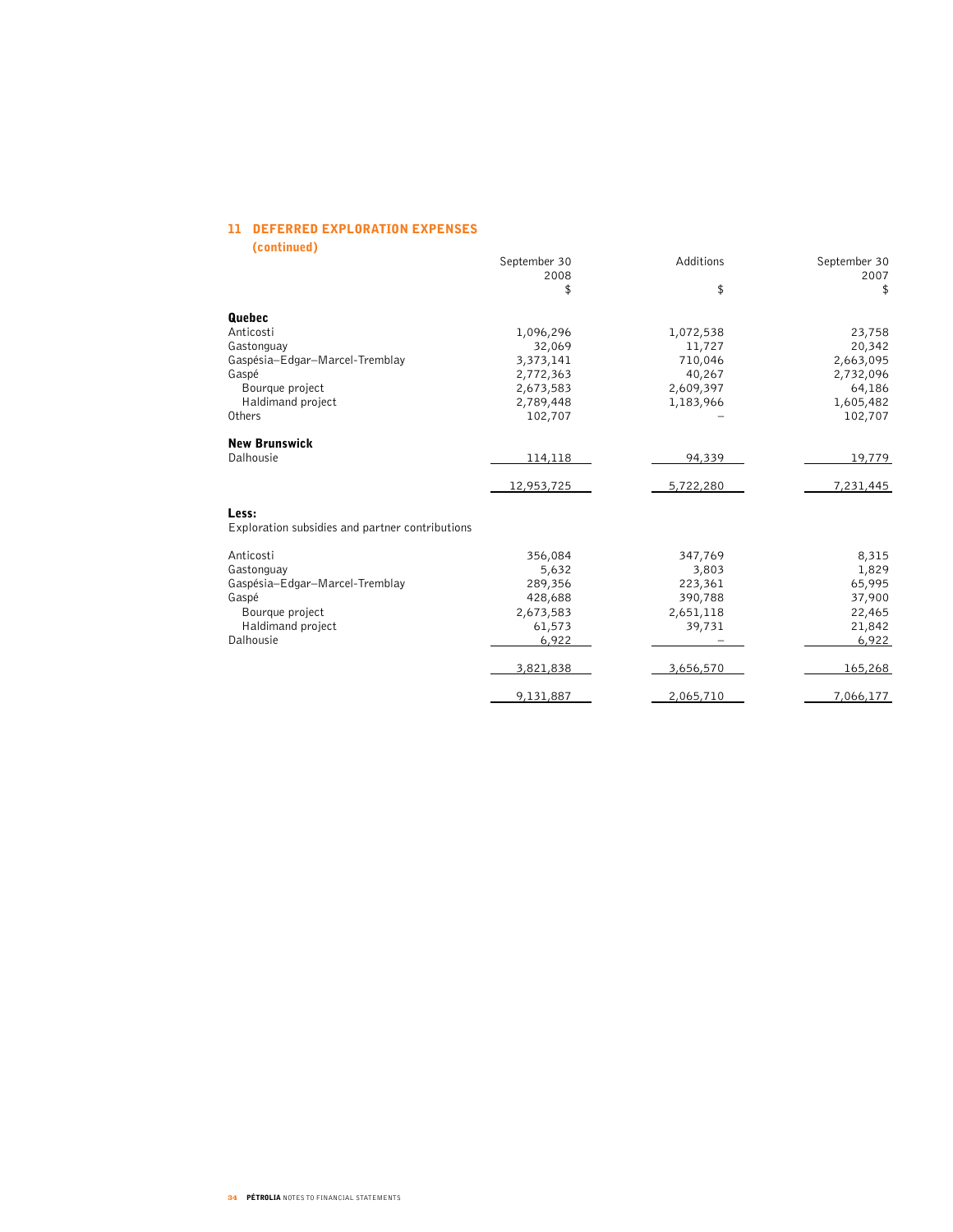## 11 DEFERRED EXPLORATION EXPENSES

**(continued)**

| | September 30 2008 $ | Additions $ | September 30 2007 $ |
|---|---|---|---|
| **Quebec** | | | |
| Anticosti | 1,096,296 | 1,072,538 | 23,758 |
| Gastonguay | 32,069 | 11,727 | 20,342 |
| Gaspésia–Edgar–Marcel-Tremblay | 3,373,141 | 710,046 | 2,663,095 |
| Gaspé | 2,772,363 | 40,267 | 2,732,096 |
| Bourque project | 2,673,583 | 2,609,397 | 64,186 |
| Haldimand project | 2,789,448 | 1,183,966 | 1,605,482 |
| Others | 102,707 | – | 102,707 |
| **New Brunswick** | | | |
| Dalhousie | 114,118 | 94,339 | 19,779 |
| | 12,953,725 | 5,722,280 | 7,231,445 |
| **Less:** | | | |
| Exploration subsidies and partner contributions | | | |
| Anticosti | 356,084 | 347,769 | 8,315 |
| Gastonguay | 5,632 | 3,803 | 1,829 |
| Gaspésia–Edgar–Marcel-Tremblay | 289,356 | 223,361 | 65,995 |
| Gaspé | 428,688 | 390,788 | 37,900 |
| Bourque project | 2,673,583 | 2,651,118 | 22,465 |
| Haldimand project | 61,573 | 39,731 | 21,842 |
| Dalhousie | 6,922 | – | 6,922 |
| | 3,821,838 | 3,656,570 | 165,268 |
| | 9,131,887 | 2,065,710 | 7,066,177 |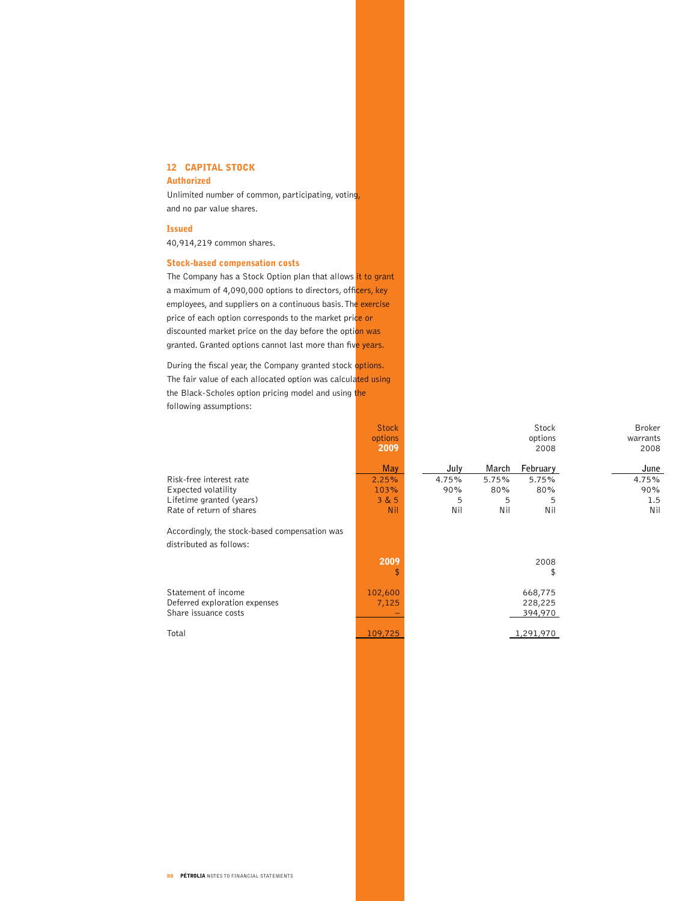## 12 CAPITAL STOCK

### Authorized

Unlimited number of common, participating, voting, and no par value shares.

### Issued

40,914,219 common shares.

### Stock-based compensation costs

The Company has a Stock Option plan that allows it to grant a maximum of 4,090,000 options to directors, officers, key employees, and suppliers on a continuous basis. The exercise price of each option corresponds to the market price or discounted market price on the day before the option was granted. Granted options cannot last more than five years.

During the fiscal year, the Company granted stock options. The fair value of each allocated option was calculated using the Black-Scholes option pricing model and using the following assumptions:

| | Stock options 2009 | | | Stock options 2008 | Broker warrants 2008 |
|---|---|---|---|---|---|
| | May | July | March | February | June |
| Risk-free interest rate | 2.25% | 4.75% | 5.75% | 5.75% | 4.75% |
| Expected volatility | 103% | 90% | 80% | 80% | 90% |
| Lifetime granted (years) | 3 & 5 | 5 | 5 | 5 | 1.5 |
| Rate of return of shares | Nil | Nil | Nil | Nil | Nil |

Accordingly, the stock-based compensation was distributed as follows:

| | 2009 $ | 2008 $ |
|---|---|---|
| Statement of income | 102,600 | 668,775 |
| Deferred exploration expenses | 7,125 | 228,225 |
| Share issuance costs | – | 394,970 |
| Total | 109,725 | 1,291,970 |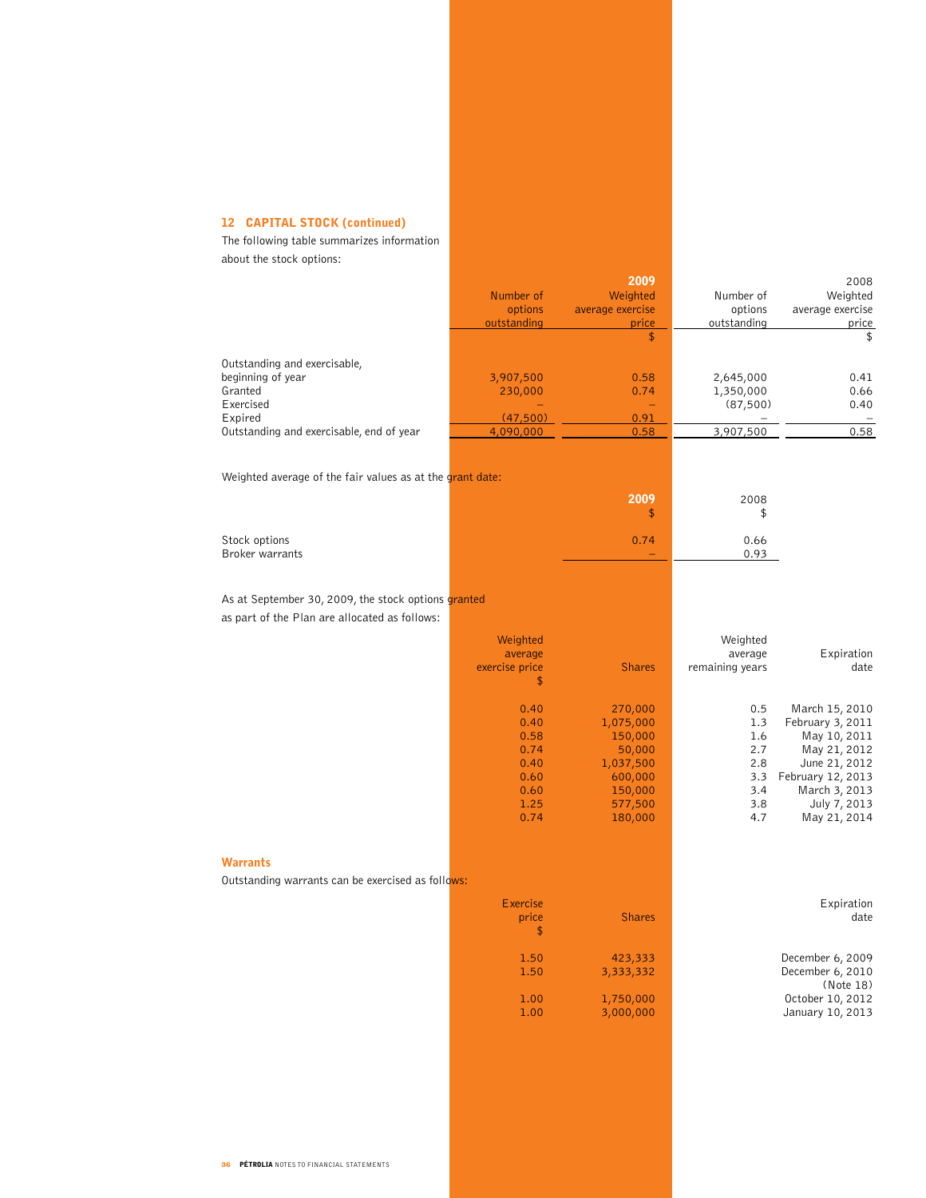## 12 CAPITAL STOCK (continued)

The following table summarizes information about the stock options:

| | 2009 Number of options outstanding | 2009 Weighted average exercise price $ | 2008 Number of options outstanding | 2008 Weighted average exercise price $ |
|---|---|---|---|---|
| Outstanding and exercisable, beginning of year | 3,907,500 | 0.58 | 2,645,000 | 0.41 |
| Granted | 230,000 | 0.74 | 1,350,000 | 0.66 |
| Exercised | – | – | (87,500) | 0.40 |
| Expired | (47,500) | 0.91 | – | – |
| Outstanding and exercisable, end of year | 4,090,000 | 0.58 | 3,907,500 | 0.58 |

Weighted average of the fair values as at the grant date:

| | 2009 $ | 2008 $ |
|---|---|---|
| Stock options | 0.74 | 0.66 |
| Broker warrants | – | 0.93 |

As at September 30, 2009, the stock options granted as part of the Plan are allocated as follows:

| Weighted average exercise price $ | Shares | Weighted average remaining years | Expiration date |
|---|---|---|---|
| 0.40 | 270,000 | 0.5 | March 15, 2010 |
| 0.40 | 1,075,000 | 1.3 | February 3, 2011 |
| 0.58 | 150,000 | 1.6 | May 10, 2011 |
| 0.74 | 50,000 | 2.7 | May 21, 2012 |
| 0.40 | 1,037,500 | 2.8 | June 21, 2012 |
| 0.60 | 600,000 | 3.3 | February 12, 2013 |
| 0.60 | 150,000 | 3.4 | March 3, 2013 |
| 1.25 | 577,500 | 3.8 | July 7, 2013 |
| 0.74 | 180,000 | 4.7 | May 21, 2014 |

### Warrants

Outstanding warrants can be exercised as follows:

| Exercise price $ | Shares | Expiration date |
|---|---|---|
| 1.50 | 423,333 | December 6, 2009 |
| 1.50 | 3,333,332 | December 6, 2010 (Note 18) |
| 1.00 | 1,750,000 | October 10, 2012 |
| 1.00 | 3,000,000 | January 10, 2013 |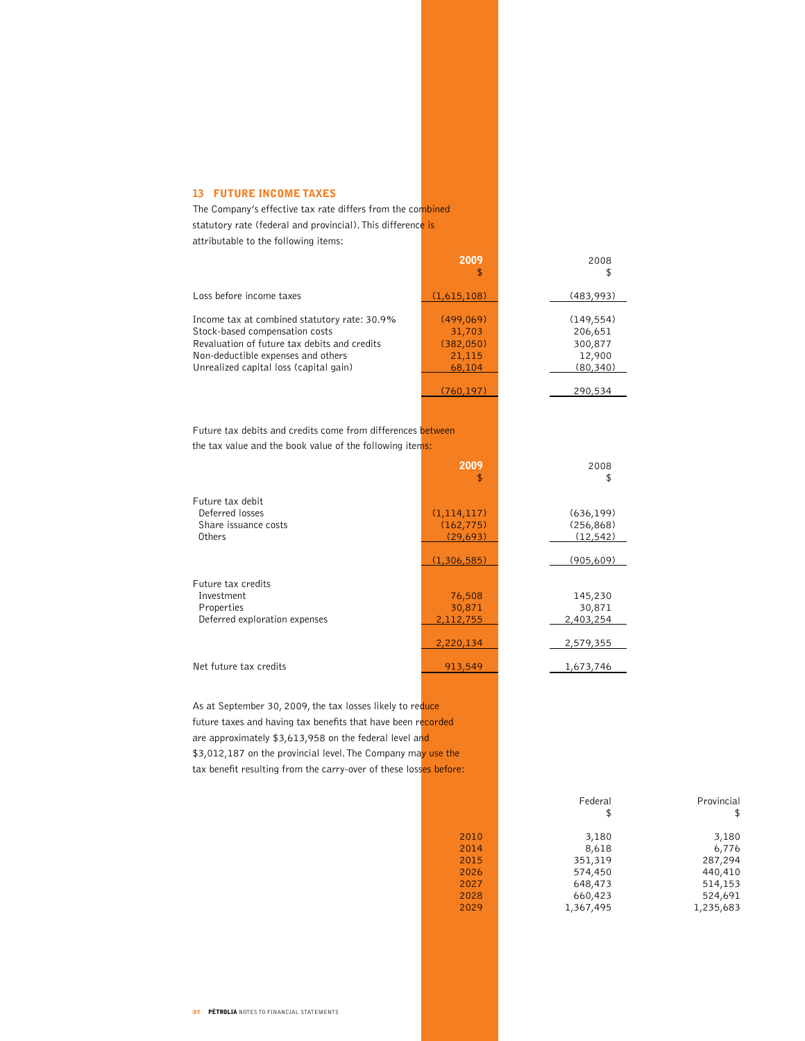## 13 FUTURE INCOME TAXES

The Company's effective tax rate differs from the combined statutory rate (federal and provincial). This difference is attributable to the following items:

| | 2009<br>$ | 2008<br>$ |
|---|---|---|
| Loss before income taxes | (1,615,108) | (483,993) |
| Income tax at combined statutory rate: 30.9% | (499,069) | (149,554) |
| Stock-based compensation costs | 31,703 | 206,651 |
| Revaluation of future tax debits and credits | (382,050) | 300,877 |
| Non-deductible expenses and others | 21,115 | 12,900 |
| Unrealized capital loss (capital gain) | 68,104 | (80,340) |
| | (760,197) | 290,534 |

Future tax debits and credits come from differences between the tax value and the book value of the following items:

| | 2009<br>$ | 2008<br>$ |
|---|---|---|
| **Future tax debit** | | |
| Deferred losses | (1,114,117) | (636,199) |
| Share issuance costs | (162,775) | (256,868) |
| Others | (29,693) | (12,542) |
| | (1,306,585) | (905,609) |
| **Future tax credits** | | |
| Investment | 76,508 | 145,230 |
| Properties | 30,871 | 30,871 |
| Deferred exploration expenses | 2,112,755 | 2,403,254 |
| | 2,220,134 | 2,579,355 |
| Net future tax credits | 913,549 | 1,673,746 |

As at September 30, 2009, the tax losses likely to reduce future taxes and having tax benefits that have been recorded are approximately $3,613,958 on the federal level and $3,012,187 on the provincial level. The Company may use the tax benefit resulting from the carry-over of these losses before:

| | Federal<br>$ | Provincial<br>$ |
|---|---|---|
| 2010 | 3,180 | 3,180 |
| 2014 | 8,618 | 6,776 |
| 2015 | 351,319 | 287,294 |
| 2026 | 574,450 | 440,410 |
| 2027 | 648,473 | 514,153 |
| 2028 | 660,423 | 524,691 |
| 2029 | 1,367,495 | 1,235,683 |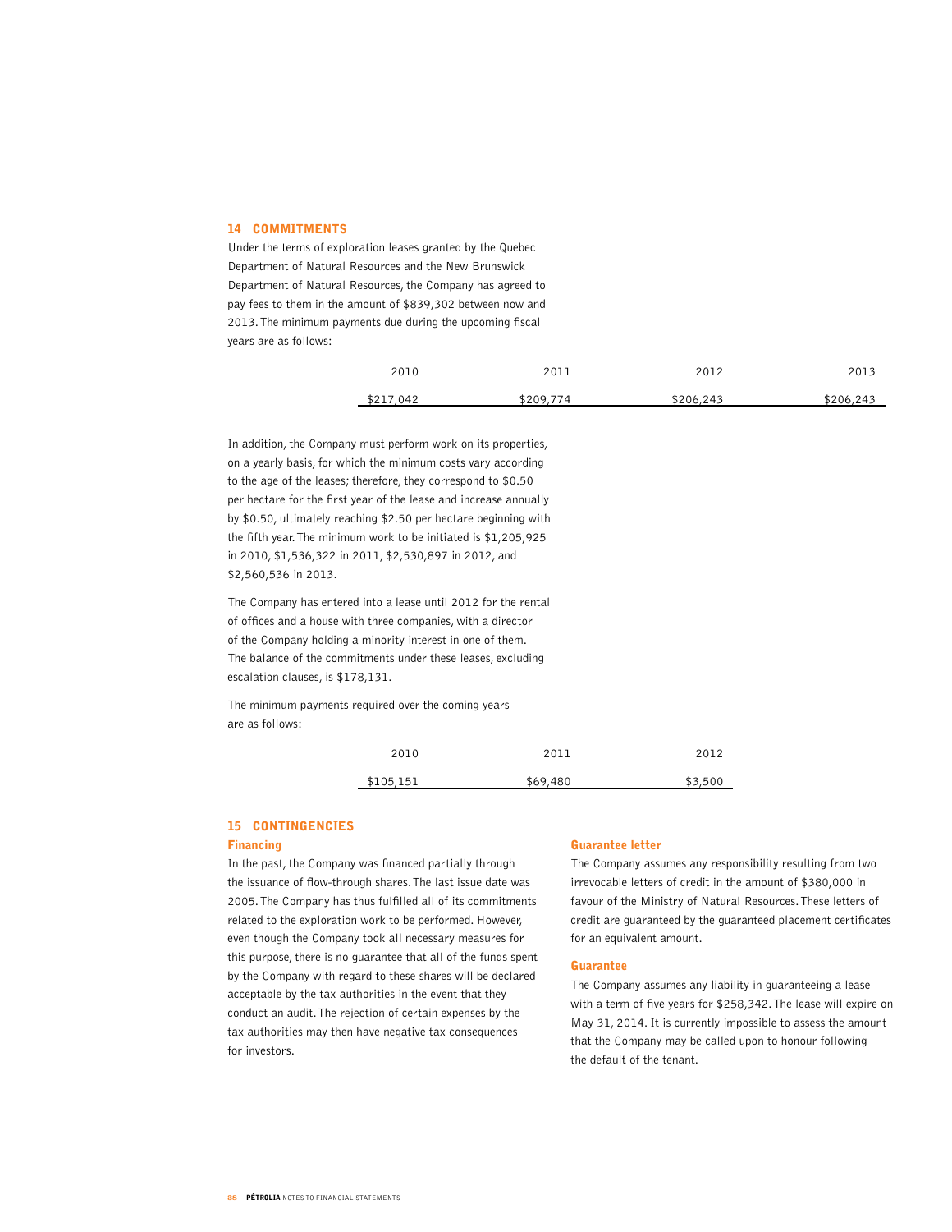## 14 COMMITMENTS

Under the terms of exploration leases granted by the Quebec Department of Natural Resources and the New Brunswick Department of Natural Resources, the Company has agreed to pay fees to them in the amount of $839,302 between now and 2013. The minimum payments due during the upcoming fiscal years are as follows:

| 2010 | 2011 | 2012 | 2013 |
|---|---|---|---|
| $217,042 | $209,774 | $206,243 | $206,243 |

In addition, the Company must perform work on its properties, on a yearly basis, for which the minimum costs vary according to the age of the leases; therefore, they correspond to $0.50 per hectare for the first year of the lease and increase annually by $0.50, ultimately reaching $2.50 per hectare beginning with the fifth year. The minimum work to be initiated is $1,205,925 in 2010, $1,536,322 in 2011, $2,530,897 in 2012, and $2,560,536 in 2013.

The Company has entered into a lease until 2012 for the rental of offices and a house with three companies, with a director of the Company holding a minority interest in one of them. The balance of the commitments under these leases, excluding escalation clauses, is $178,131.

The minimum payments required over the coming years are as follows:

| 2010 | 2011 | 2012 |
|---|---|---|
| $105,151 | $69,480 | $3,500 |

## 15 CONTINGENCIES

### Financing

In the past, the Company was financed partially through the issuance of flow-through shares. The last issue date was 2005. The Company has thus fulfilled all of its commitments related to the exploration work to be performed. However, even though the Company took all necessary measures for this purpose, there is no guarantee that all of the funds spent by the Company with regard to these shares will be declared acceptable by the tax authorities in the event that they conduct an audit. The rejection of certain expenses by the tax authorities may then have negative tax consequences for investors.

### Guarantee letter

The Company assumes any responsibility resulting from two irrevocable letters of credit in the amount of $380,000 in favour of the Ministry of Natural Resources. These letters of credit are guaranteed by the guaranteed placement certificates for an equivalent amount.

### Guarantee

The Company assumes any liability in guaranteeing a lease with a term of five years for $258,342. The lease will expire on May 31, 2014. It is currently impossible to assess the amount that the Company may be called upon to honour following the default of the tenant.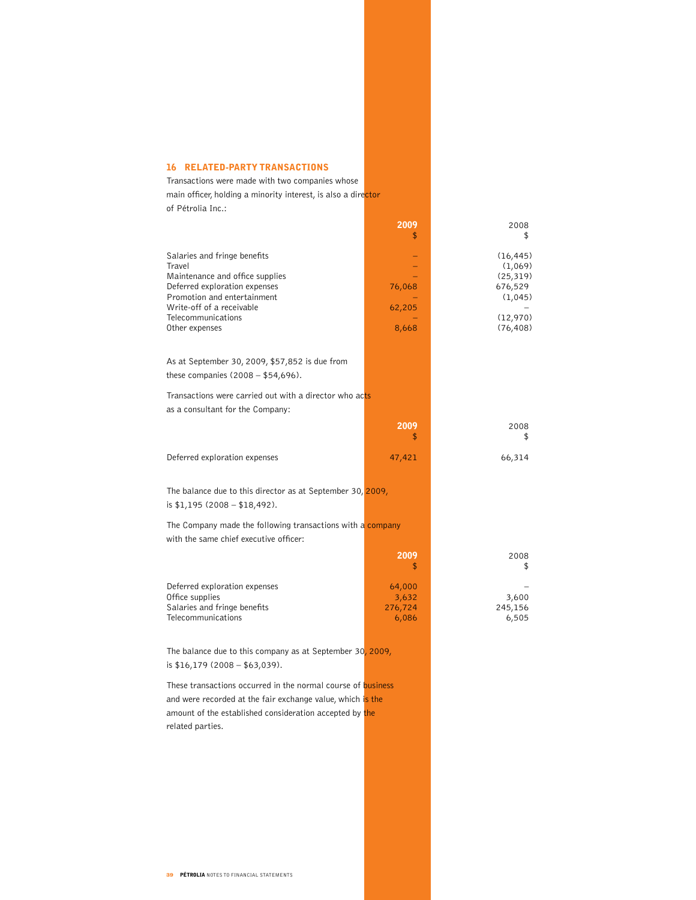## 16 RELATED-PARTY TRANSACTIONS

Transactions were made with two companies whose main officer, holding a minority interest, is also a director of Pétrolia Inc.:

| | 2009<br>$ | 2008<br>$ |
|---|---|---|
| Salaries and fringe benefits | – | (16,445) |
| Travel | – | (1,069) |
| Maintenance and office supplies | – | (25,319) |
| Deferred exploration expenses | 76,068 | 676,529 |
| Promotion and entertainment | – | (1,045) |
| Write-off of a receivable | 62,205 | – |
| Telecommunications | – | (12,970) |
| Other expenses | 8,668 | (76,408) |

As at September 30, 2009, $57,852 is due from these companies (2008 – $54,696).

Transactions were carried out with a director who acts as a consultant for the Company:

| | 2009<br>$ | 2008<br>$ |
|---|---|---|
| Deferred exploration expenses | 47,421 | 66,314 |

The balance due to this director as at September 30, 2009, is $1,195 (2008 – $18,492).

The Company made the following transactions with a company with the same chief executive officer:

| | 2009<br>$ | 2008<br>$ |
|---|---|---|
| Deferred exploration expenses | 64,000 | – |
| Office supplies | 3,632 | 3,600 |
| Salaries and fringe benefits | 276,724 | 245,156 |
| Telecommunications | 6,086 | 6,505 |

The balance due to this company as at September 30, 2009, is $16,179 (2008 – $63,039).

These transactions occurred in the normal course of business and were recorded at the fair exchange value, which is the amount of the established consideration accepted by the related parties.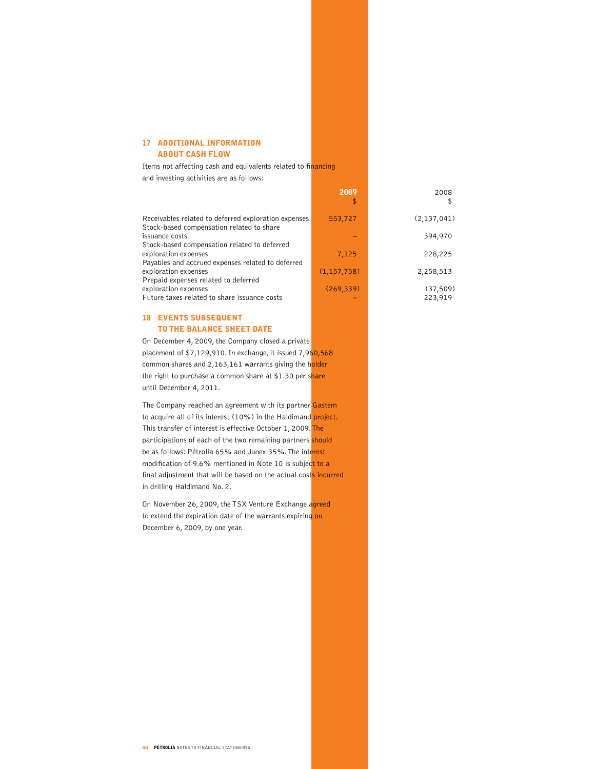## 17 ADDITIONAL INFORMATION ABOUT CASH FLOW

Items not affecting cash and equivalents related to financing and investing activities are as follows:

| | 2009<br>$ | 2008<br>$ |
|---|---|---|
| Receivables related to deferred exploration expenses | 553,727 | (2,137,041) |
| Stock-based compensation related to share issuance costs | – | 394,970 |
| Stock-based compensation related to deferred exploration expenses | 7,125 | 228,225 |
| Payables and accrued expenses related to deferred exploration expenses | (1,157,758) | 2,258,513 |
| Prepaid expenses related to deferred exploration expenses | (269,339) | (37,509) |
| Future taxes related to share issuance costs | – | 223,919 |

## 18 EVENTS SUBSEQUENT TO THE BALANCE SHEET DATE

On December 4, 2009, the Company closed a private placement of $7,129,910. In exchange, it issued 7,960,568 common shares and 2,163,161 warrants giving the holder the right to purchase a common share at $1.30 per share until December 4, 2011.

The Company reached an agreement with its partner Gastem to acquire all of its interest (10%) in the Haldimand project. This transfer of interest is effective October 1, 2009. The participations of each of the two remaining partners should be as follows: Pétrolia 65% and Junex 35%. The interest modification of 9.6% mentioned in Note 10 is subject to a final adjustment that will be based on the actual costs incurred in drilling Haldimand No. 2.

On November 26, 2009, the TSX Venture Exchange agreed to extend the expiration date of the warrants expiring on December 6, 2009, by one year.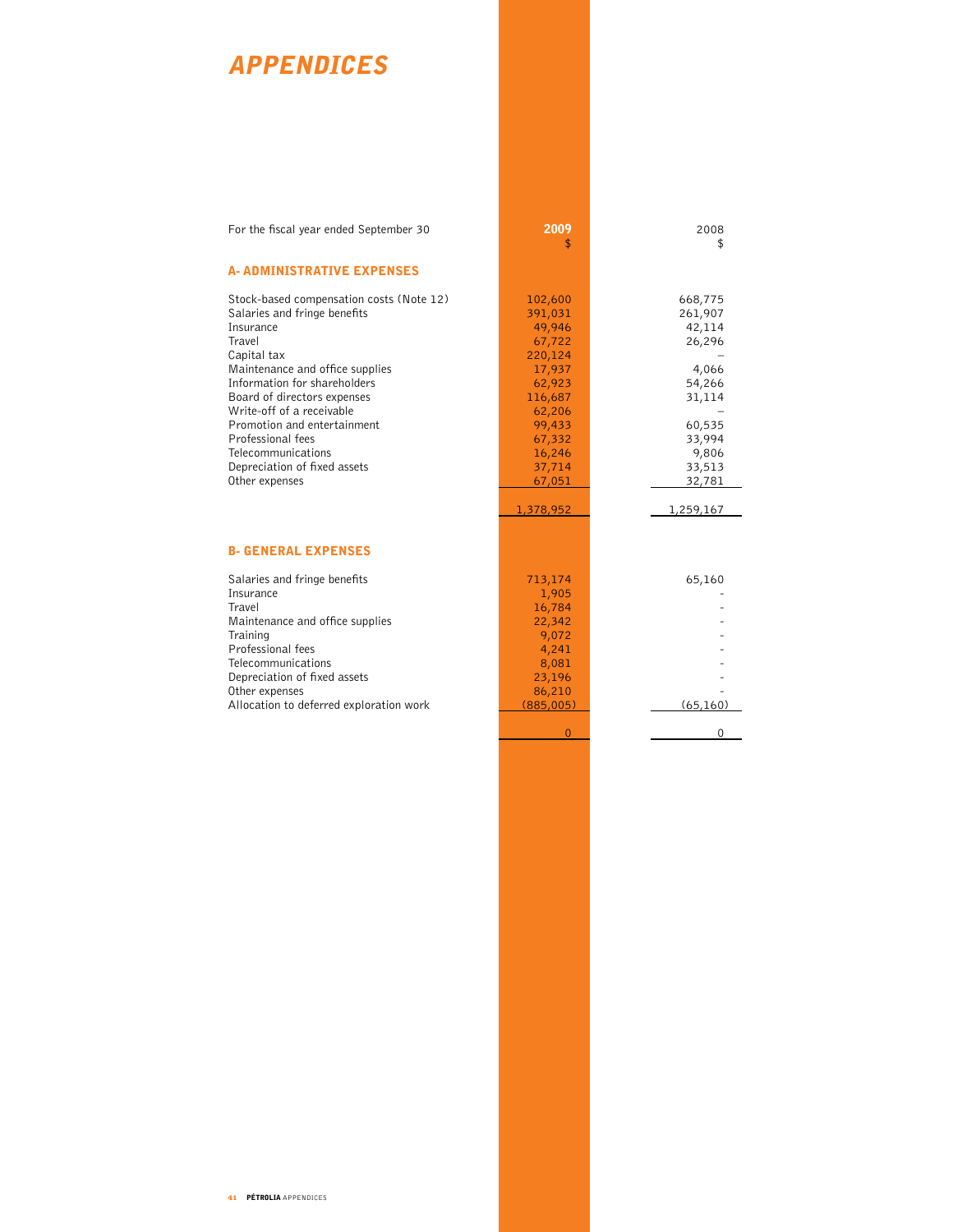# APPENDICES

| For the fiscal year ended September 30 | 2009<br>$ | 2008<br>$ |
|---|---|---|
| **A- ADMINISTRATIVE EXPENSES** | | |
| Stock-based compensation costs (Note 12) | 102,600 | 668,775 |
| Salaries and fringe benefits | 391,031 | 261,907 |
| Insurance | 49,946 | 42,114 |
| Travel | 67,722 | 26,296 |
| Capital tax | 220,124 | – |
| Maintenance and office supplies | 17,937 | 4,066 |
| Information for shareholders | 62,923 | 54,266 |
| Board of directors expenses | 116,687 | 31,114 |
| Write-off of a receivable | 62,206 | – |
| Promotion and entertainment | 99,433 | 60,535 |
| Professional fees | 67,332 | 33,994 |
| Telecommunications | 16,246 | 9,806 |
| Depreciation of fixed assets | 37,714 | 33,513 |
| Other expenses | 67,051 | 32,781 |
| | 1,378,952 | 1,259,167 |
| **B- GENERAL EXPENSES** | | |
| Salaries and fringe benefits | 713,174 | 65,160 |
| Insurance | 1,905 | - |
| Travel | 16,784 | - |
| Maintenance and office supplies | 22,342 | - |
| Training | 9,072 | - |
| Professional fees | 4,241 | - |
| Telecommunications | 8,081 | - |
| Depreciation of fixed assets | 23,196 | - |
| Other expenses | 86,210 | - |
| Allocation to deferred exploration work | (885,005) | (65,160) |
| | 0 | 0 |